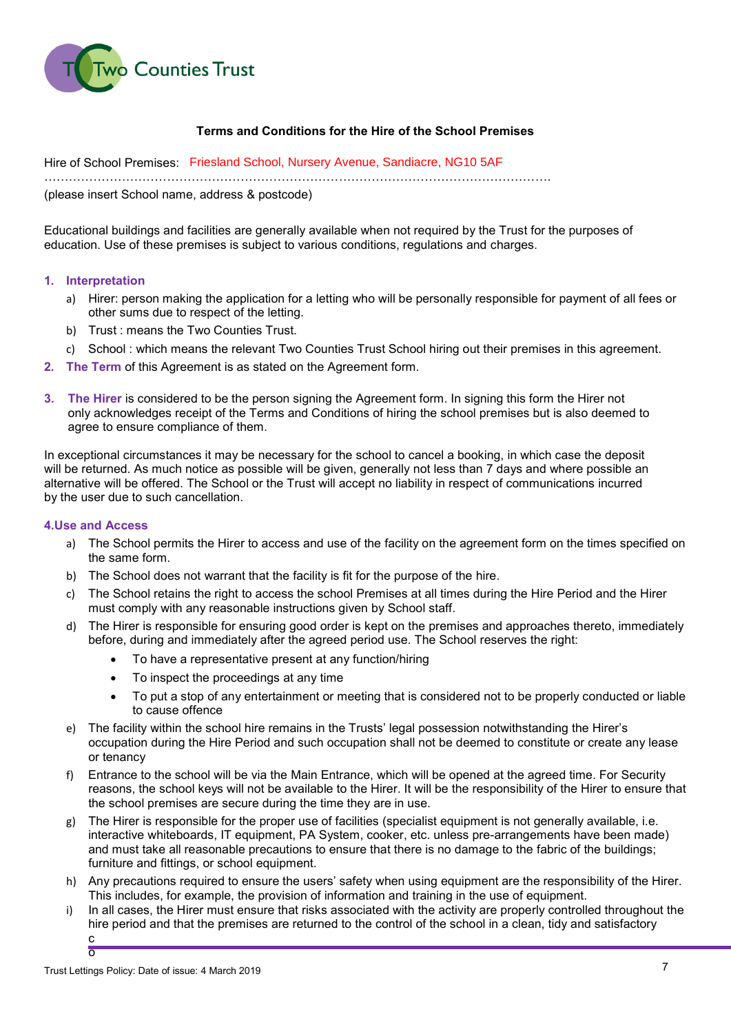Two Counties Trust

**Terms and Conditions for the Hire of the School Premises**

Hire of School Premises: Friesland School, Nursery Avenue, Sandiacre, NG10 5AF
…………………………………………………………………………………………………………….
(please insert School name, address & postcode)

Educational buildings and facilities are generally available when not required by the Trust for the purposes of education. Use of these premises is subject to various conditions, regulations and charges.

1. **Interpretation**
   a) Hirer: person making the application for a letting who will be personally responsible for payment of all fees or other sums due to respect of the letting.
   b) Trust : means the Two Counties Trust.
   c) School : which means the relevant Two Counties Trust School hiring out their premises in this agreement.
2. **The Term** of this Agreement is as stated on the Agreement form.
3. **The Hirer** is considered to be the person signing the Agreement form. In signing this form the Hirer not only acknowledges receipt of the Terms and Conditions of hiring the school premises but is also deemed to agree to ensure compliance of them.

In exceptional circumstances it may be necessary for the school to cancel a booking, in which case the deposit will be returned. As much notice as possible will be given, generally not less than 7 days and where possible an alternative will be offered. The School or the Trust will accept no liability in respect of communications incurred by the user due to such cancellation.

**4.Use and Access**

a) The School permits the Hirer to access and use of the facility on the agreement form on the times specified on the same form.

b) The School does not warrant that the facility is fit for the purpose of the hire.

c) The School retains the right to access the school Premises at all times during the Hire Period and the Hirer must comply with any reasonable instructions given by School staff.

d) The Hirer is responsible for ensuring good order is kept on the premises and approaches thereto, immediately before, during and immediately after the agreed period use. The School reserves the right:
   - To have a representative present at any function/hiring
   - To inspect the proceedings at any time
   - To put a stop of any entertainment or meeting that is considered not to be properly conducted or liable to cause offence

e) The facility within the school hire remains in the Trusts' legal possession notwithstanding the Hirer's occupation during the Hire Period and such occupation shall not be deemed to constitute or create any lease or tenancy

f) Entrance to the school will be via the Main Entrance, which will be opened at the agreed time. For Security reasons, the school keys will not be available to the Hirer. It will be the responsibility of the Hirer to ensure that the school premises are secure during the time they are in use.

g) The Hirer is responsible for the proper use of facilities (specialist equipment is not generally available, i.e. interactive whiteboards, IT equipment, PA System, cooker, etc. unless pre-arrangements have been made) and must take all reasonable precautions to ensure that there is no damage to the fabric of the buildings; furniture and fittings, or school equipment.

h) Any precautions required to ensure the users' safety when using equipment are the responsibility of the Hirer. This includes, for example, the provision of information and training in the use of equipment.

i) In all cases, the Hirer must ensure that risks associated with the activity are properly controlled throughout the hire period and that the premises are returned to the control of the school in a clean, tidy and satisfactory co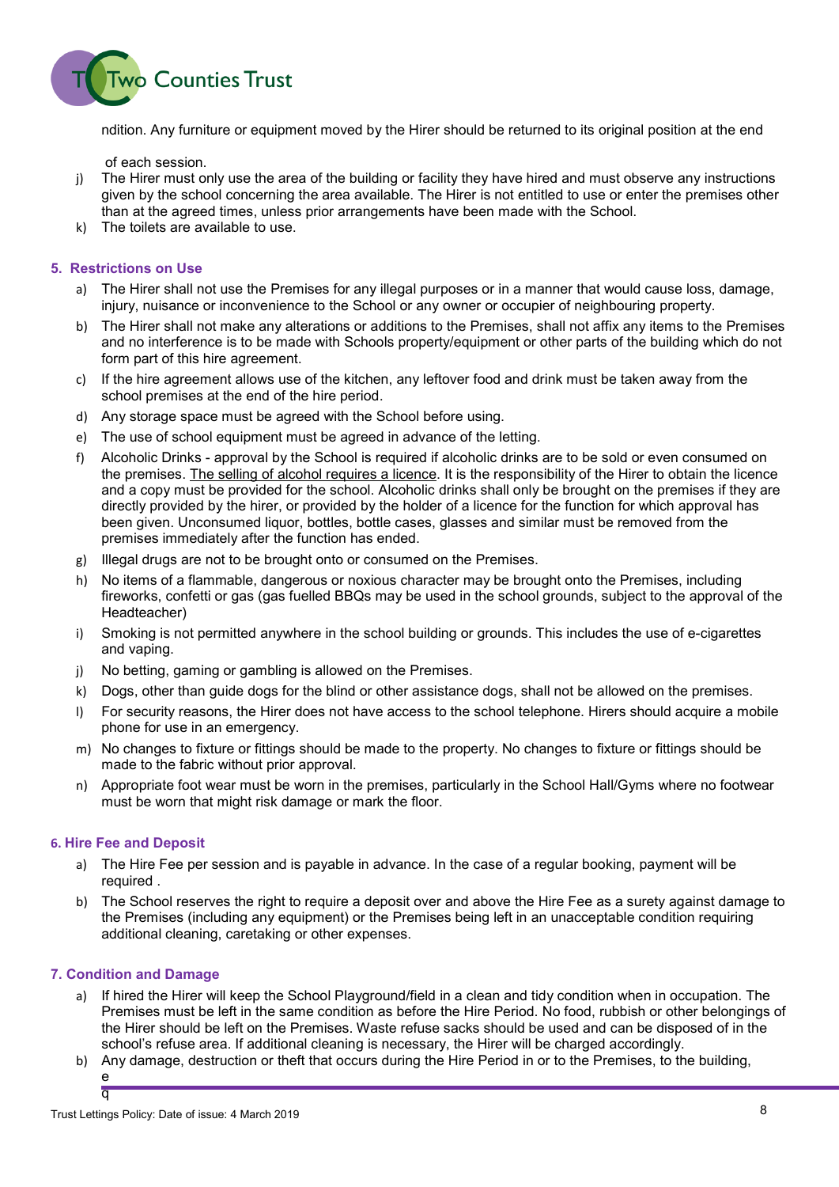ndition. Any furniture or equipment moved by the Hirer should be returned to its original position at the end

of each session.

j) The Hirer must only use the area of the building or facility they have hired and must observe any instructions given by the school concerning the area available. The Hirer is not entitled to use or enter the premises other than at the agreed times, unless prior arrangements have been made with the School.
k) The toilets are available to use.

### 5. Restrictions on Use

a) The Hirer shall not use the Premises for any illegal purposes or in a manner that would cause loss, damage, injury, nuisance or inconvenience to the School or any owner or occupier of neighbouring property.
b) The Hirer shall not make any alterations or additions to the Premises, shall not affix any items to the Premises and no interference is to be made with Schools property/equipment or other parts of the building which do not form part of this hire agreement.
c) If the hire agreement allows use of the kitchen, any leftover food and drink must be taken away from the school premises at the end of the hire period.
d) Any storage space must be agreed with the School before using.
e) The use of school equipment must be agreed in advance of the letting.
f) Alcoholic Drinks - approval by the School is required if alcoholic drinks are to be sold or even consumed on the premises. The selling of alcohol requires a licence. It is the responsibility of the Hirer to obtain the licence and a copy must be provided for the school. Alcoholic drinks shall only be brought on the premises if they are directly provided by the hirer, or provided by the holder of a licence for the function for which approval has been given. Unconsumed liquor, bottles, bottle cases, glasses and similar must be removed from the premises immediately after the function has ended.
g) Illegal drugs are not to be brought onto or consumed on the Premises.
h) No items of a flammable, dangerous or noxious character may be brought onto the Premises, including fireworks, confetti or gas (gas fuelled BBQs may be used in the school grounds, subject to the approval of the Headteacher)
i) Smoking is not permitted anywhere in the school building or grounds. This includes the use of e-cigarettes and vaping.
j) No betting, gaming or gambling is allowed on the Premises.
k) Dogs, other than guide dogs for the blind or other assistance dogs, shall not be allowed on the premises.
l) For security reasons, the Hirer does not have access to the school telephone. Hirers should acquire a mobile phone for use in an emergency.
m) No changes to fixture or fittings should be made to the property. No changes to fixture or fittings should be made to the fabric without prior approval.
n) Appropriate foot wear must be worn in the premises, particularly in the School Hall/Gyms where no footwear must be worn that might risk damage or mark the floor.

### 6. Hire Fee and Deposit

a) The Hire Fee per session and is payable in advance. In the case of a regular booking, payment will be required .
b) The School reserves the right to require a deposit over and above the Hire Fee as a surety against damage to the Premises (including any equipment) or the Premises being left in an unacceptable condition requiring additional cleaning, caretaking or other expenses.

### 7. Condition and Damage

a) If hired the Hirer will keep the School Playground/field in a clean and tidy condition when in occupation. The Premises must be left in the same condition as before the Hire Period. No food, rubbish or other belongings of the Hirer should be left on the Premises. Waste refuse sacks should be used and can be disposed of in the school's refuse area. If additional cleaning is necessary, the Hirer will be charged accordingly.
b) Any damage, destruction or theft that occurs during the Hire Period in or to the Premises, to the building, e

q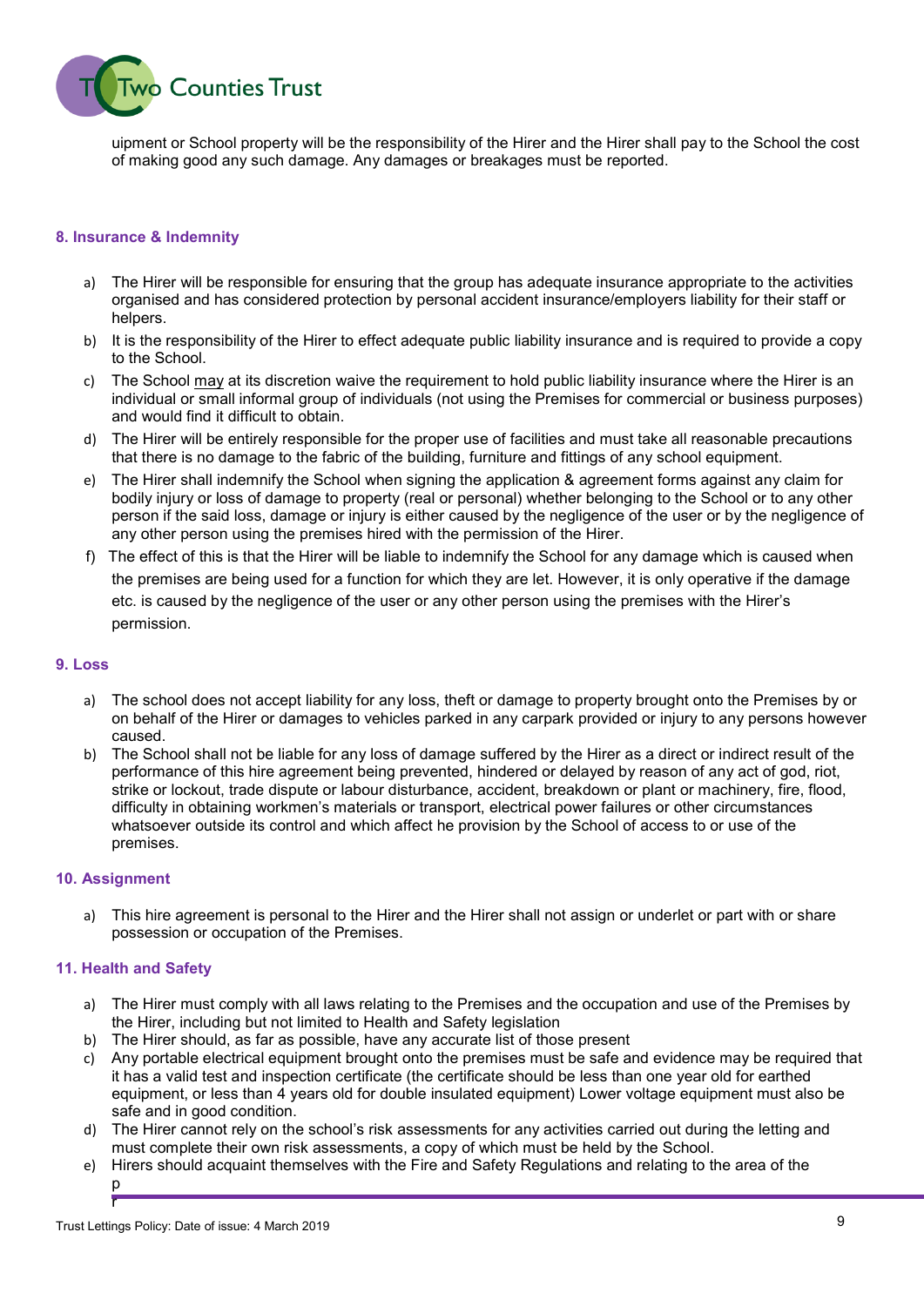uipment or School property will be the responsibility of the Hirer and the Hirer shall pay to the School the cost of making good any such damage. Any damages or breakages must be reported.

### 8. Insurance & Indemnity

a) The Hirer will be responsible for ensuring that the group has adequate insurance appropriate to the activities organised and has considered protection by personal accident insurance/employers liability for their staff or helpers.
b) It is the responsibility of the Hirer to effect adequate public liability insurance and is required to provide a copy to the School.
c) The School <u>may</u> at its discretion waive the requirement to hold public liability insurance where the Hirer is an individual or small informal group of individuals (not using the Premises for commercial or business purposes) and would find it difficult to obtain.
d) The Hirer will be entirely responsible for the proper use of facilities and must take all reasonable precautions that there is no damage to the fabric of the building, furniture and fittings of any school equipment.
e) The Hirer shall indemnify the School when signing the application & agreement forms against any claim for bodily injury or loss of damage to property (real or personal) whether belonging to the School or to any other person if the said loss, damage or injury is either caused by the negligence of the user or by the negligence of any other person using the premises hired with the permission of the Hirer.
f) The effect of this is that the Hirer will be liable to indemnify the School for any damage which is caused when the premises are being used for a function for which they are let. However, it is only operative if the damage etc. is caused by the negligence of the user or any other person using the premises with the Hirer's permission.

### 9. Loss

a) The school does not accept liability for any loss, theft or damage to property brought onto the Premises by or on behalf of the Hirer or damages to vehicles parked in any carpark provided or injury to any persons however caused.
b) The School shall not be liable for any loss of damage suffered by the Hirer as a direct or indirect result of the performance of this hire agreement being prevented, hindered or delayed by reason of any act of god, riot, strike or lockout, trade dispute or labour disturbance, accident, breakdown or plant or machinery, fire, flood, difficulty in obtaining workmen's materials or transport, electrical power failures or other circumstances whatsoever outside its control and which affect he provision by the School of access to or use of the premises.

### 10. Assignment

a) This hire agreement is personal to the Hirer and the Hirer shall not assign or underlet or part with or share possession or occupation of the Premises.

### 11. Health and Safety

a) The Hirer must comply with all laws relating to the Premises and the occupation and use of the Premises by the Hirer, including but not limited to Health and Safety legislation
b) The Hirer should, as far as possible, have any accurate list of those present
c) Any portable electrical equipment brought onto the premises must be safe and evidence may be required that it has a valid test and inspection certificate (the certificate should be less than one year old for earthed equipment, or less than 4 years old for double insulated equipment) Lower voltage equipment must also be safe and in good condition.
d) The Hirer cannot rely on the school's risk assessments for any activities carried out during the letting and must complete their own risk assessments, a copy of which must be held by the School.
e) Hirers should acquaint themselves with the Fire and Safety Regulations and relating to the area of the p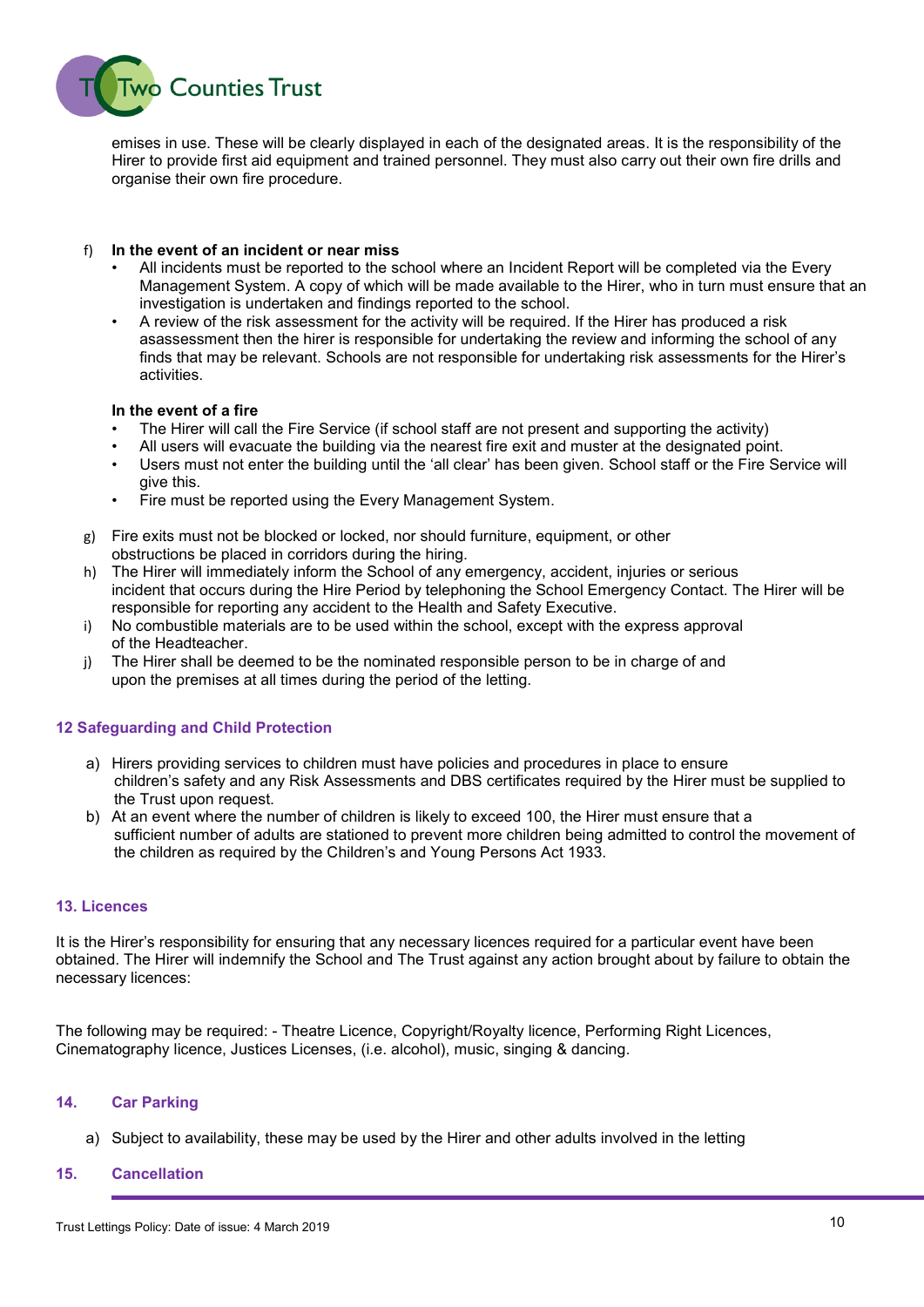emises in use. These will be clearly displayed in each of the designated areas. It is the responsibility of the Hirer to provide first aid equipment and trained personnel. They must also carry out their own fire drills and organise their own fire procedure.

f) **In the event of an incident or near miss**

- All incidents must be reported to the school where an Incident Report will be completed via the Every Management System. A copy of which will be made available to the Hirer, who in turn must ensure that an investigation is undertaken and findings reported to the school.
- A review of the risk assessment for the activity will be required. If the Hirer has produced a risk asassessment then the hirer is responsible for undertaking the review and informing the school of any finds that may be relevant. Schools are not responsible for undertaking risk assessments for the Hirer's activities.

**In the event of a fire**

- The Hirer will call the Fire Service (if school staff are not present and supporting the activity)
- All users will evacuate the building via the nearest fire exit and muster at the designated point.
- Users must not enter the building until the 'all clear' has been given. School staff or the Fire Service will give this.
- Fire must be reported using the Every Management System.

g) Fire exits must not be blocked or locked, nor should furniture, equipment, or other obstructions be placed in corridors during the hiring.

h) The Hirer will immediately inform the School of any emergency, accident, injuries or serious incident that occurs during the Hire Period by telephoning the School Emergency Contact. The Hirer will be responsible for reporting any accident to the Health and Safety Executive.

i) No combustible materials are to be used within the school, except with the express approval of the Headteacher.

j) The Hirer shall be deemed to be the nominated responsible person to be in charge of and upon the premises at all times during the period of the letting.

## 12 Safeguarding and Child Protection

a) Hirers providing services to children must have policies and procedures in place to ensure children's safety and any Risk Assessments and DBS certificates required by the Hirer must be supplied to the Trust upon request.

b) At an event where the number of children is likely to exceed 100, the Hirer must ensure that a sufficient number of adults are stationed to prevent more children being admitted to control the movement of the children as required by the Children's and Young Persons Act 1933.

## 13. Licences

It is the Hirer's responsibility for ensuring that any necessary licences required for a particular event have been obtained. The Hirer will indemnify the School and The Trust against any action brought about by failure to obtain the necessary licences:

The following may be required: - Theatre Licence, Copyright/Royalty licence, Performing Right Licences, Cinematography licence, Justices Licenses, (i.e. alcohol), music, singing & dancing.

## 14. Car Parking

a) Subject to availability, these may be used by the Hirer and other adults involved in the letting

## 15. Cancellation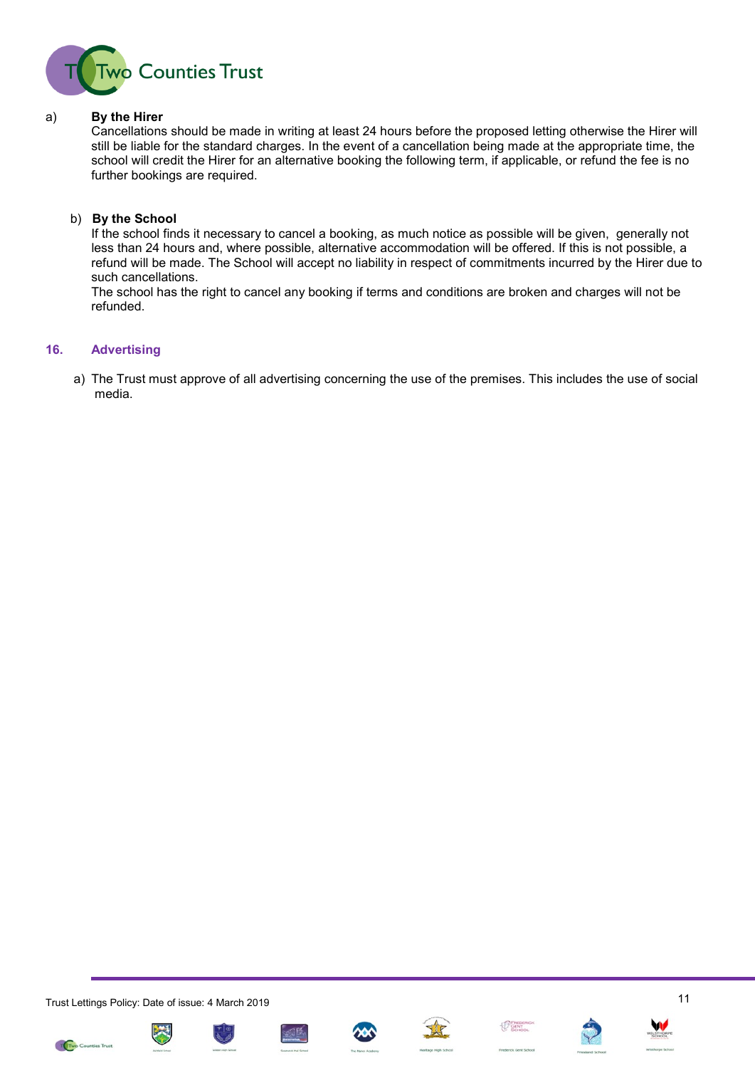a) **By the Hirer**
Cancellations should be made in writing at least 24 hours before the proposed letting otherwise the Hirer will still be liable for the standard charges. In the event of a cancellation being made at the appropriate time, the school will credit the Hirer for an alternative booking the following term, if applicable, or refund the fee is no further bookings are required.

b) **By the School**
If the school finds it necessary to cancel a booking, as much notice as possible will be given, generally not less than 24 hours and, where possible, alternative accommodation will be offered. If this is not possible, a refund will be made. The School will accept no liability in respect of commitments incurred by the Hirer due to such cancellations.
The school has the right to cancel any booking if terms and conditions are broken and charges will not be refunded.

## 16. Advertising

a) The Trust must approve of all advertising concerning the use of the premises. This includes the use of social media.